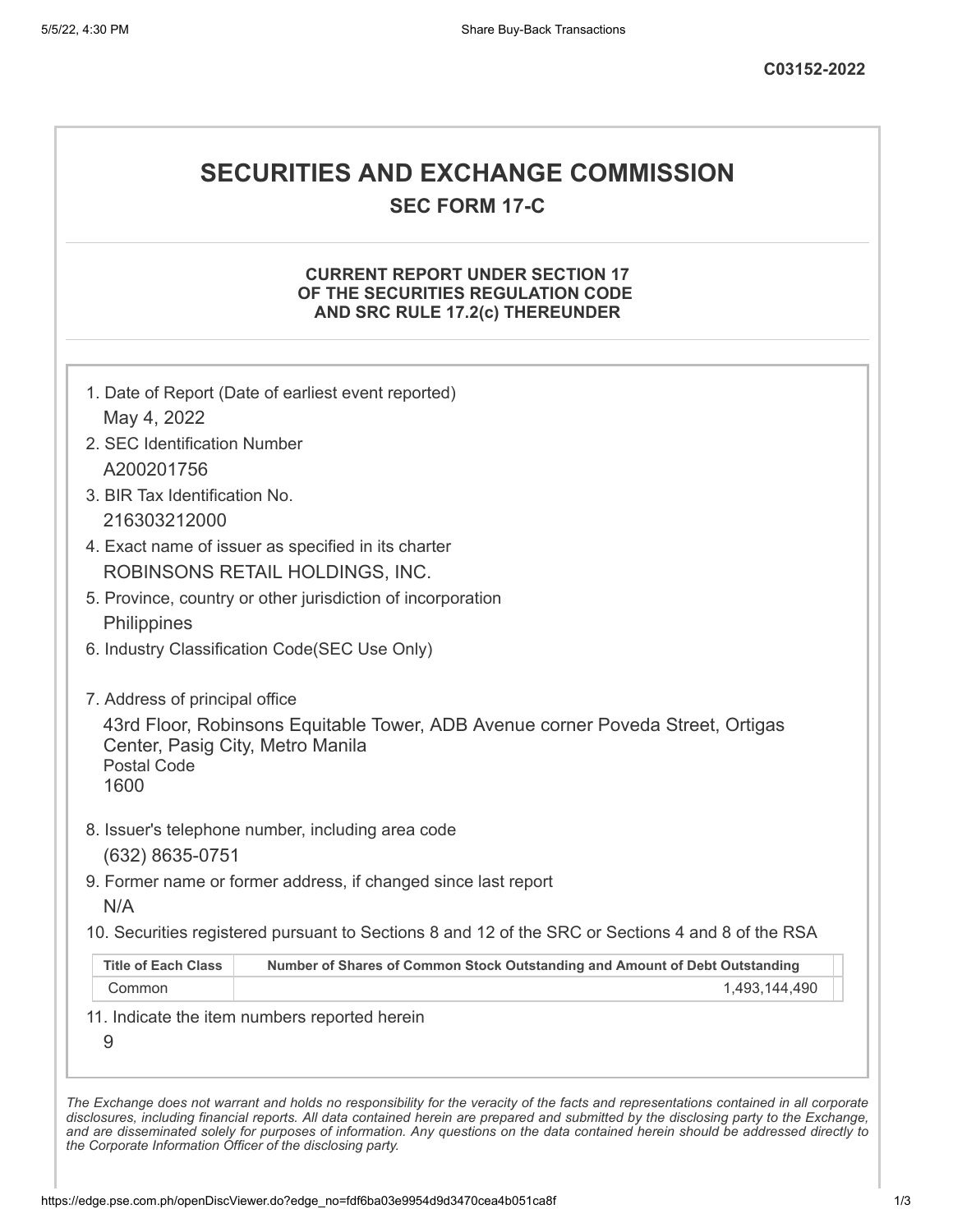C03152-2022

# SECURITIES AND EXCHANGE COMMISSION

## SEC FORM 17-C

### CURRENT REPORT UNDER SECTION 17 OF THE SECURITIES REGULATION CODE AND SRC RULE 17.2(c) THEREUNDER

1. Date of Report (Date of earliest event reported)
   May 4, 2022
2. SEC Identification Number
   A200201756
3. BIR Tax Identification No.
   216303212000
4. Exact name of issuer as specified in its charter
   ROBINSONS RETAIL HOLDINGS, INC.
5. Province, country or other jurisdiction of incorporation
   Philippines
6. Industry Classification Code(SEC Use Only)

7. Address of principal office
   43rd Floor, Robinsons Equitable Tower, ADB Avenue corner Poveda Street, Ortigas Center, Pasig City, Metro Manila
   Postal Code
   1600
8. Issuer's telephone number, including area code
   (632) 8635-0751
9. Former name or former address, if changed since last report
   N/A
10. Securities registered pursuant to Sections 8 and 12 of the SRC or Sections 4 and 8 of the RSA

| Title of Each Class | Number of Shares of Common Stock Outstanding and Amount of Debt Outstanding |
|---|---|
| Common | 1,493,144,490 |

11. Indicate the item numbers reported herein
    9

*The Exchange does not warrant and holds no responsibility for the veracity of the facts and representations contained in all corporate disclosures, including financial reports. All data contained herein are prepared and submitted by the disclosing party to the Exchange, and are disseminated solely for purposes of information. Any questions on the data contained herein should be addressed directly to the Corporate Information Officer of the disclosing party.*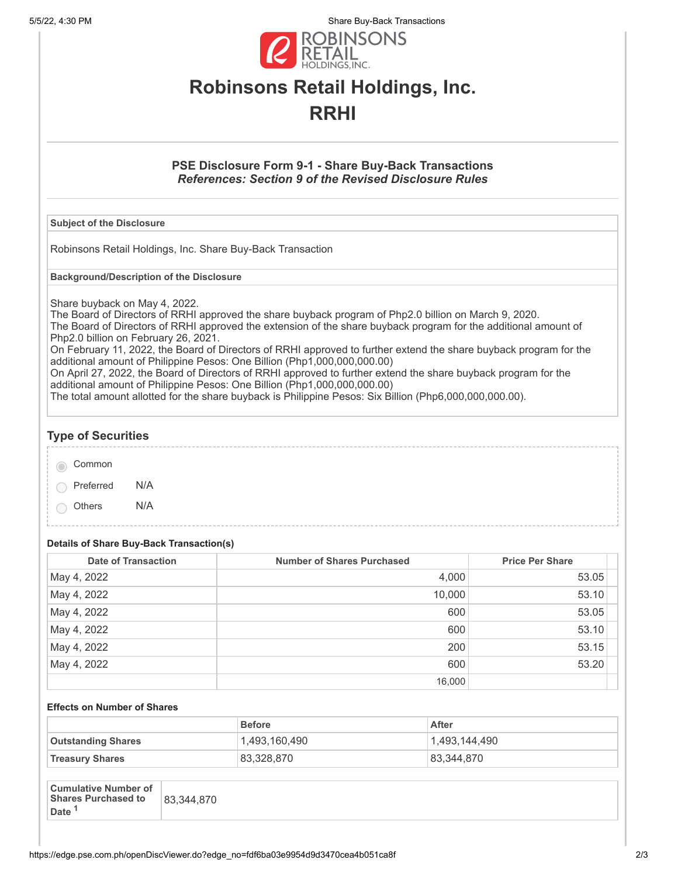# Robinsons Retail Holdings, Inc.

# RRHI

### PSE Disclosure Form 9-1 - Share Buy-Back Transactions

***References: Section 9 of the Revised Disclosure Rules***

| Subject of the Disclosure |
|---|
| Robinsons Retail Holdings, Inc. Share Buy-Back Transaction |

| Background/Description of the Disclosure |
|---|
| Share buyback on May 4, 2022.<br>The Board of Directors of RRHI approved the share buyback program of Php2.0 billion on March 9, 2020.<br>The Board of Directors of RRHI approved the extension of the share buyback program for the additional amount of Php2.0 billion on February 26, 2021.<br>On February 11, 2022, the Board of Directors of RRHI approved to further extend the share buyback program for the additional amount of Philippine Pesos: One Billion (Php1,000,000,000.00)<br>On April 27, 2022, the Board of Directors of RRHI approved to further extend the share buyback program for the additional amount of Philippine Pesos: One Billion (Php1,000,000,000.00)<br>The total amount allotted for the share buyback is Philippine Pesos: Six Billion (Php6,000,000,000.00). |

## Type of Securities

- (●) Common
- ( ) Preferred N/A
- ( ) Others N/A

**Details of Share Buy-Back Transaction(s)**

| Date of Transaction | Number of Shares Purchased | Price Per Share |
|---|---|---|
| May 4, 2022 | 4,000 | 53.05 |
| May 4, 2022 | 10,000 | 53.10 |
| May 4, 2022 | 600 | 53.05 |
| May 4, 2022 | 600 | 53.10 |
| May 4, 2022 | 200 | 53.15 |
| May 4, 2022 | 600 | 53.20 |
| | 16,000 | |

**Effects on Number of Shares**

| | Before | After |
|---|---|---|
| **Outstanding Shares** | 1,493,160,490 | 1,493,144,490 |
| **Treasury Shares** | 83,328,870 | 83,344,870 |

| **Cumulative Number of Shares Purchased to Date** [1] | 83,344,870 |
|---|---|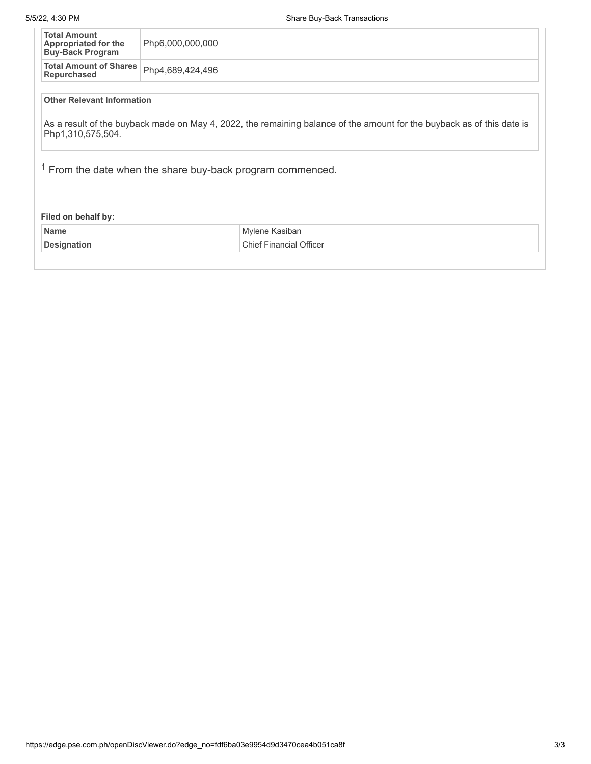| | |
|---|---|
| **Total Amount Appropriated for the Buy-Back Program** | Php6,000,000,000 |
| **Total Amount of Shares Repurchased** | Php4,689,424,496 |

| **Other Relevant Information** |
|---|
| As a result of the buyback made on May 4, 2022, the remaining balance of the amount for the buyback as of this date is Php1,310,575,504. |

[1] From the date when the share buy-back program commenced.

**Filed on behalf by:**

| | |
|---|---|
| **Name** | Mylene Kasiban |
| **Designation** | Chief Financial Officer |